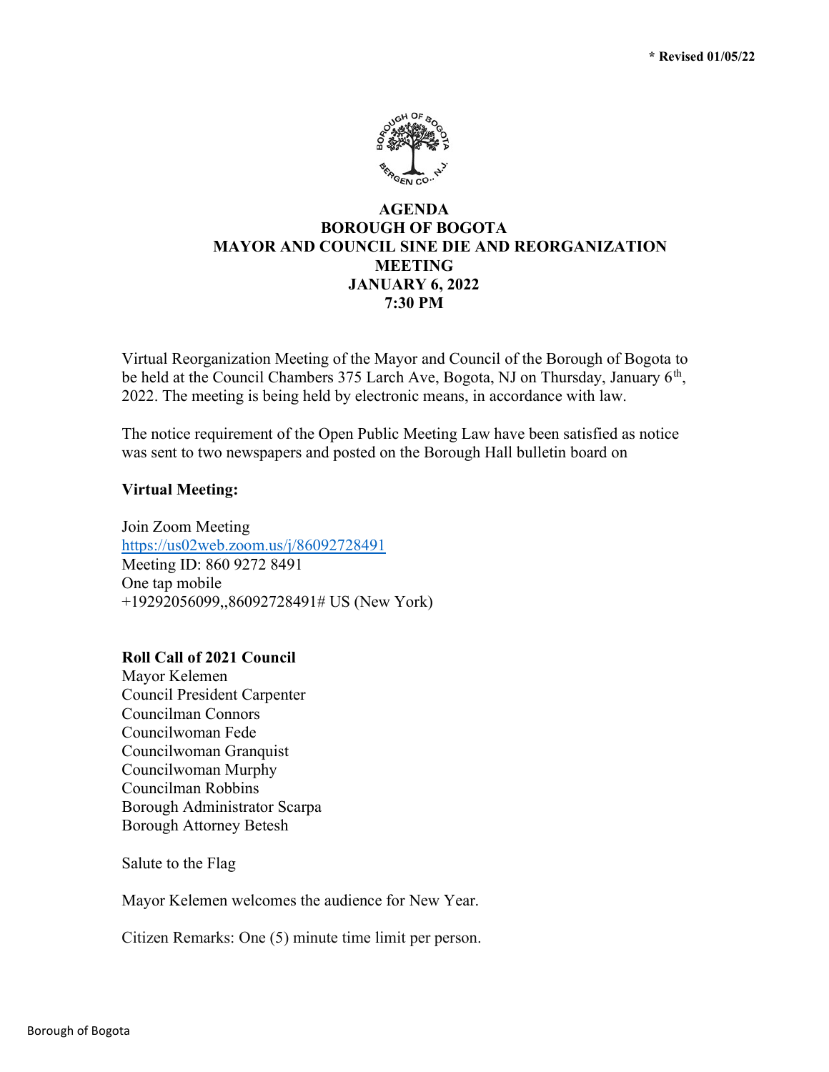**\* Revised 01/05/22**

# AGENDA
# BOROUGH OF BOGOTA
# MAYOR AND COUNCIL SINE DIE AND REORGANIZATION MEETING
# JANUARY 6, 2022
# 7:30 PM

Virtual Reorganization Meeting of the Mayor and Council of the Borough of Bogota to be held at the Council Chambers 375 Larch Ave, Bogota, NJ on Thursday, January 6th, 2022. The meeting is being held by electronic means, in accordance with law.

The notice requirement of the Open Public Meeting Law have been satisfied as notice was sent to two newspapers and posted on the Borough Hall bulletin board on

**Virtual Meeting:**

Join Zoom Meeting
https://us02web.zoom.us/j/86092728491
Meeting ID: 860 9272 8491
One tap mobile
+19292056099,,86092728491# US (New York)

**Roll Call of 2021 Council**
Mayor Kelemen
Council President Carpenter
Councilman Connors
Councilwoman Fede
Councilwoman Granquist
Councilwoman Murphy
Councilman Robbins
Borough Administrator Scarpa
Borough Attorney Betesh

Salute to the Flag

Mayor Kelemen welcomes the audience for New Year.

Citizen Remarks: One (5) minute time limit per person.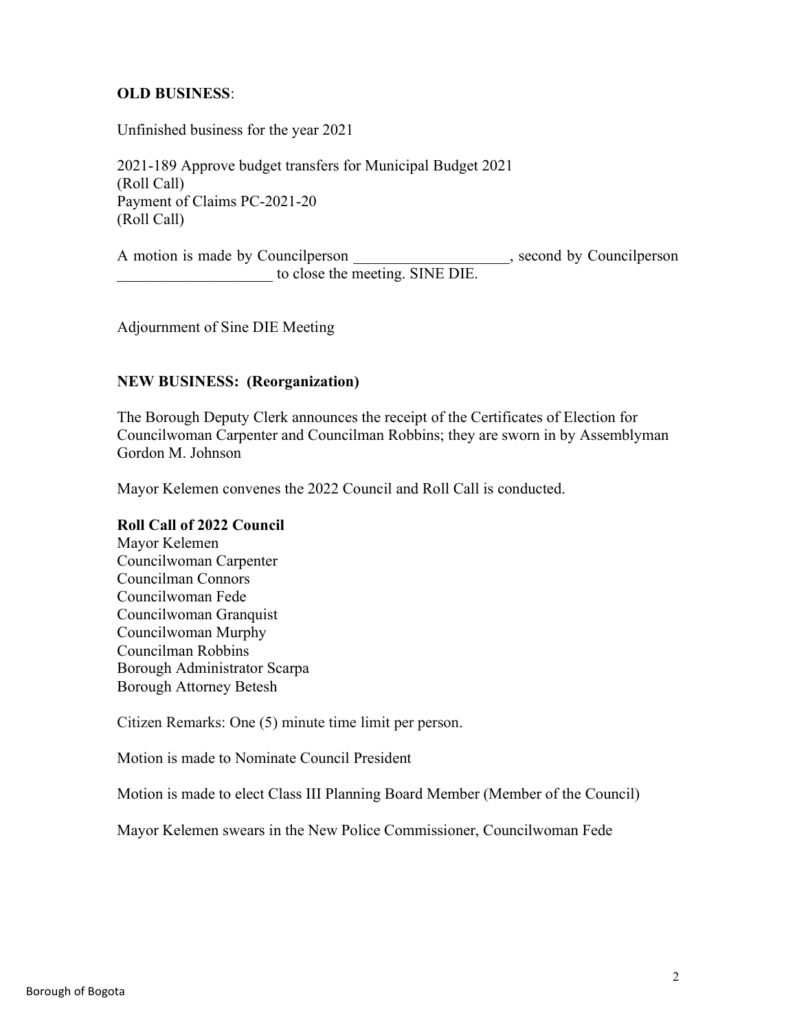**OLD BUSINESS**:

Unfinished business for the year 2021

2021-189 Approve budget transfers for Municipal Budget 2021
(Roll Call)
Payment of Claims PC-2021-20
(Roll Call)

A motion is made by Councilperson ____________________, second by Councilperson ____________________ to close the meeting. SINE DIE.

Adjournment of Sine DIE Meeting

**NEW BUSINESS: (Reorganization)**

The Borough Deputy Clerk announces the receipt of the Certificates of Election for Councilwoman Carpenter and Councilman Robbins; they are sworn in by Assemblyman Gordon M. Johnson

Mayor Kelemen convenes the 2022 Council and Roll Call is conducted.

**Roll Call of 2022 Council**
Mayor Kelemen
Councilwoman Carpenter
Councilman Connors
Councilwoman Fede
Councilwoman Granquist
Councilwoman Murphy
Councilman Robbins
Borough Administrator Scarpa
Borough Attorney Betesh

Citizen Remarks: One (5) minute time limit per person.

Motion is made to Nominate Council President

Motion is made to elect Class III Planning Board Member (Member of the Council)

Mayor Kelemen swears in the New Police Commissioner, Councilwoman Fede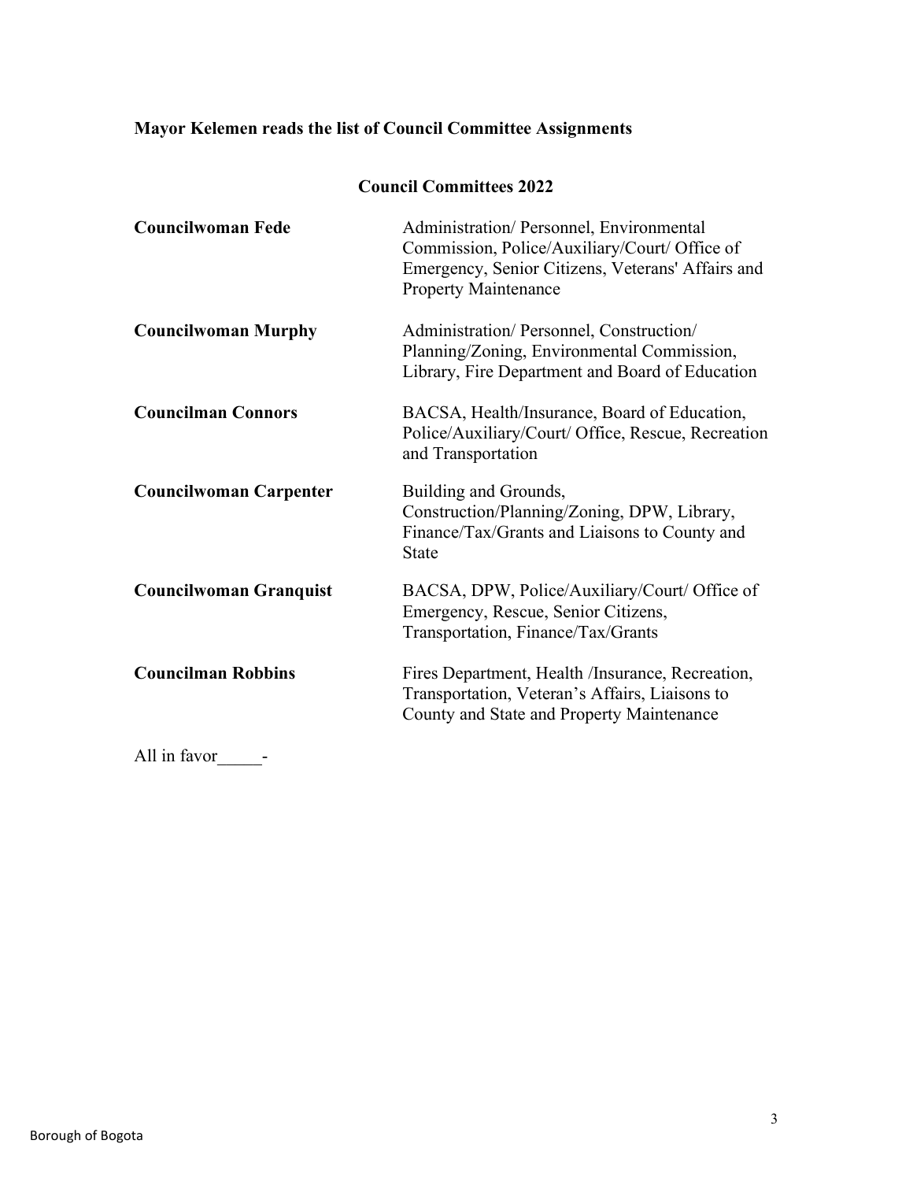**Mayor Kelemen reads the list of Council Committee Assignments**

**Council Committees 2022**

| | |
|---|---|
| **Councilwoman Fede** | Administration/ Personnel, Environmental Commission, Police/Auxiliary/Court/ Office of Emergency, Senior Citizens, Veterans' Affairs and Property Maintenance |
| **Councilwoman Murphy** | Administration/ Personnel, Construction/ Planning/Zoning, Environmental Commission, Library, Fire Department and Board of Education |
| **Councilman Connors** | BACSA, Health/Insurance, Board of Education, Police/Auxiliary/Court/ Office, Rescue, Recreation and Transportation |
| **Councilwoman Carpenter** | Building and Grounds, Construction/Planning/Zoning, DPW, Library, Finance/Tax/Grants and Liaisons to County and State |
| **Councilwoman Granquist** | BACSA, DPW, Police/Auxiliary/Court/ Office of Emergency, Rescue, Senior Citizens, Transportation, Finance/Tax/Grants |
| **Councilman Robbins** | Fires Department, Health /Insurance, Recreation, Transportation, Veteran's Affairs, Liaisons to County and State and Property Maintenance |

All in favor_____-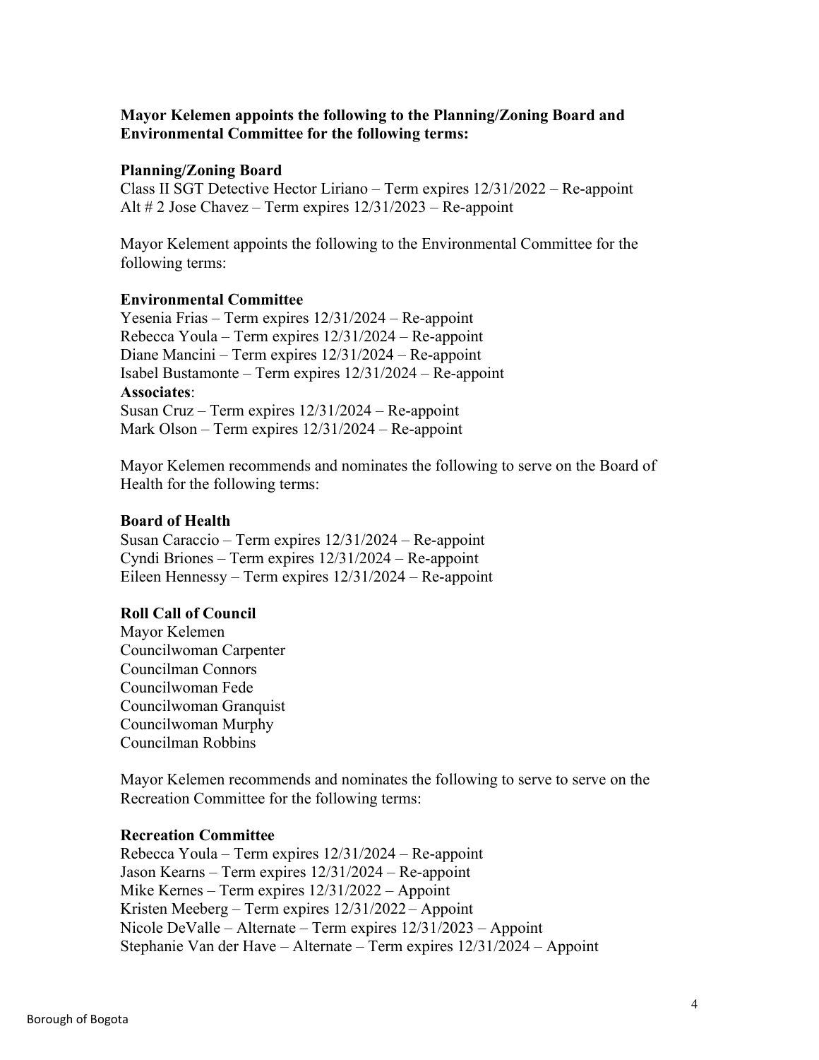**Mayor Kelemen appoints the following to the Planning/Zoning Board and Environmental Committee for the following terms:**

**Planning/Zoning Board**

Class II SGT Detective Hector Liriano – Term expires 12/31/2022 – Re-appoint
Alt # 2 Jose Chavez – Term expires 12/31/2023 – Re-appoint

Mayor Kelement appoints the following to the Environmental Committee for the following terms:

**Environmental Committee**

Yesenia Frias – Term expires 12/31/2024 – Re-appoint
Rebecca Youla – Term expires 12/31/2024 – Re-appoint
Diane Mancini – Term expires 12/31/2024 – Re-appoint
Isabel Bustamonte – Term expires 12/31/2024 – Re-appoint

**Associates**:

Susan Cruz – Term expires 12/31/2024 – Re-appoint
Mark Olson – Term expires 12/31/2024 – Re-appoint

Mayor Kelemen recommends and nominates the following to serve on the Board of Health for the following terms:

**Board of Health**

Susan Caraccio – Term expires 12/31/2024 – Re-appoint
Cyndi Briones – Term expires 12/31/2024 – Re-appoint
Eileen Hennessy – Term expires 12/31/2024 – Re-appoint

**Roll Call of Council**

Mayor Kelemen
Councilwoman Carpenter
Councilman Connors
Councilwoman Fede
Councilwoman Granquist
Councilwoman Murphy
Councilman Robbins

Mayor Kelemen recommends and nominates the following to serve to serve on the Recreation Committee for the following terms:

**Recreation Committee**

Rebecca Youla – Term expires 12/31/2024 – Re-appoint
Jason Kearns – Term expires 12/31/2024 – Re-appoint
Mike Kernes – Term expires 12/31/2022 – Appoint
Kristen Meeberg – Term expires 12/31/2022 – Appoint
Nicole DeValle – Alternate – Term expires 12/31/2023 – Appoint
Stephanie Van der Have – Alternate – Term expires 12/31/2024 – Appoint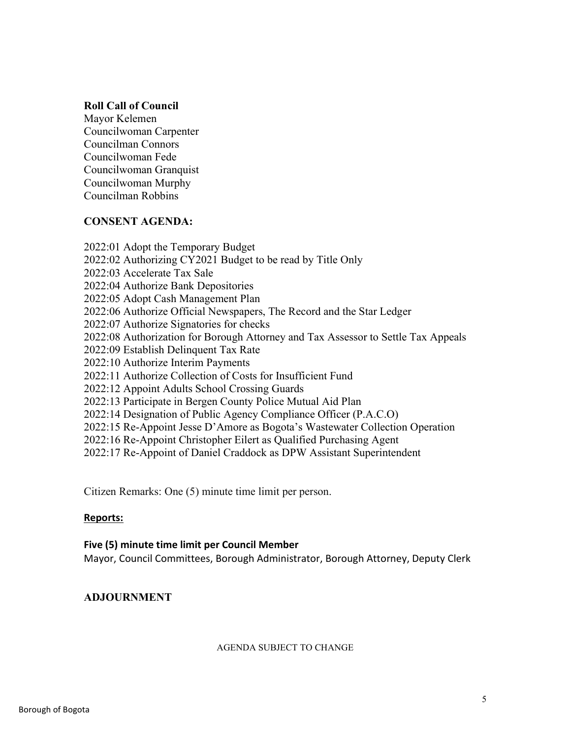**Roll Call of Council**

Mayor Kelemen
Councilwoman Carpenter
Councilman Connors
Councilwoman Fede
Councilwoman Granquist
Councilwoman Murphy
Councilman Robbins

**CONSENT AGENDA:**

2022:01 Adopt the Temporary Budget
2022:02 Authorizing CY2021 Budget to be read by Title Only
2022:03 Accelerate Tax Sale
2022:04 Authorize Bank Depositories
2022:05 Adopt Cash Management Plan
2022:06 Authorize Official Newspapers, The Record and the Star Ledger
2022:07 Authorize Signatories for checks
2022:08 Authorization for Borough Attorney and Tax Assessor to Settle Tax Appeals
2022:09 Establish Delinquent Tax Rate
2022:10 Authorize Interim Payments
2022:11 Authorize Collection of Costs for Insufficient Fund
2022:12 Appoint Adults School Crossing Guards
2022:13 Participate in Bergen County Police Mutual Aid Plan
2022:14 Designation of Public Agency Compliance Officer (P.A.C.O)
2022:15 Re-Appoint Jesse D'Amore as Bogota's Wastewater Collection Operation
2022:16 Re-Appoint Christopher Eilert as Qualified Purchasing Agent
2022:17 Re-Appoint of Daniel Craddock as DPW Assistant Superintendent

Citizen Remarks: One (5) minute time limit per person.

**Reports:**

**Five (5) minute time limit per Council Member**
Mayor, Council Committees, Borough Administrator, Borough Attorney, Deputy Clerk

**ADJOURNMENT**

AGENDA SUBJECT TO CHANGE